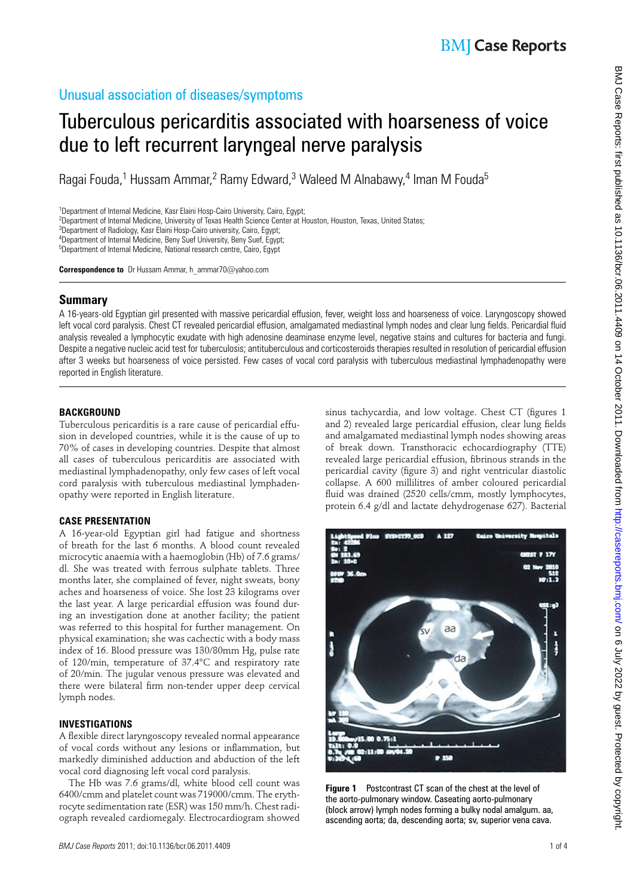## Unusual association of diseases/symptoms

# Tuberculous pericarditis associated with hoarseness of voice due to left recurrent laryngeal nerve paralysis

Ragai Fouda,[1] Hussam Ammar,[2] Ramy Edward,[3] Waleed M Alnabawy,[4] Iman M Fouda[5]

[1]Department of Internal Medicine, Kasr Elaini Hosp-Cairo University, Cairo, Egypt;
[2]Department of Internal Medicine, University of Texas Health Science Center at Houston, Houston, Texas, United States;
[3]Department of Radiology, Kasr Elaini Hosp-Cairo university, Cairo, Egypt;
[4]Department of Internal Medicine, Beny Suef University, Beny Suef, Egypt;
[5]Department of Internal Medicine, National research centre, Cairo, Egypt

**Correspondence to** Dr Hussam Ammar, h_ammar70@yahoo.com

## Summary

A 16-years-old Egyptian girl presented with massive pericardial effusion, fever, weight loss and hoarseness of voice. Laryngoscopy showed left vocal cord paralysis. Chest CT revealed pericardial effusion, amalgamated mediastinal lymph nodes and clear lung fields. Pericardial fluid analysis revealed a lymphocytic exudate with high adenosine deaminase enzyme level, negative stains and cultures for bacteria and fungi. Despite a negative nucleic acid test for tuberculosis; antituberculous and corticosteroids therapies resulted in resolution of pericardial effusion after 3 weeks but hoarseness of voice persisted. Few cases of vocal cord paralysis with tuberculous mediastinal lymphadenopathy were reported in English literature.

## BACKGROUND

Tuberculous pericarditis is a rare cause of pericardial effusion in developed countries, while it is the cause of up to 70% of cases in developing countries. Despite that almost all cases of tuberculous pericarditis are associated with mediastinal lymphadenopathy, only few cases of left vocal cord paralysis with tuberculous mediastinal lymphadenopathy were reported in English literature.

## CASE PRESENTATION

A 16-year-old Egyptian girl had fatigue and shortness of breath for the last 6 months. A blood count revealed microcytic anaemia with a haemoglobin (Hb) of 7.6 grams/dl. She was treated with ferrous sulphate tablets. Three months later, she complained of fever, night sweats, bony aches and hoarseness of voice. She lost 23 kilograms over the last year. A large pericardial effusion was found during an investigation done at another facility; the patient was referred to this hospital for further management. On physical examination; she was cachectic with a body mass index of 16. Blood pressure was 130/80mm Hg, pulse rate of 120/min, temperature of 37.4°C and respiratory rate of 20/min. The jugular venous pressure was elevated and there were bilateral firm non-tender upper deep cervical lymph nodes.

## INVESTIGATIONS

A flexible direct laryngoscopy revealed normal appearance of vocal cords without any lesions or inflammation, but markedly diminished adduction and abduction of the left vocal cord diagnosing left vocal cord paralysis.

The Hb was 7.6 grams/dl, white blood cell count was 6400/cmm and platelet count was 719000/cmm. The erythrocyte sedimentation rate (ESR) was 150 mm/h. Chest radiograph revealed cardiomegaly. Electrocardiogram showed sinus tachycardia, and low voltage. Chest CT (figures 1 and 2) revealed large pericardial effusion, clear lung fields and amalgamated mediastinal lymph nodes showing areas of break down. Transthoracic echocardiography (TTE) revealed large pericardial effusion, fibrinous strands in the pericardial cavity (figure 3) and right ventricular diastolic collapse. A 600 millilitres of amber coloured pericardial fluid was drained (2520 cells/cmm, mostly lymphocytes, protein 6.4 g/dl and lactate dehydrogenase 627). Bacterial

**Figure 1** Postcontrast CT scan of the chest at the level of the aorto-pulmonary window. Caseating aorto-pulmonary (block arrow) lymph nodes forming a bulky nodal amalgum. aa, ascending aorta; da, descending aorta; sv, superior vena cava.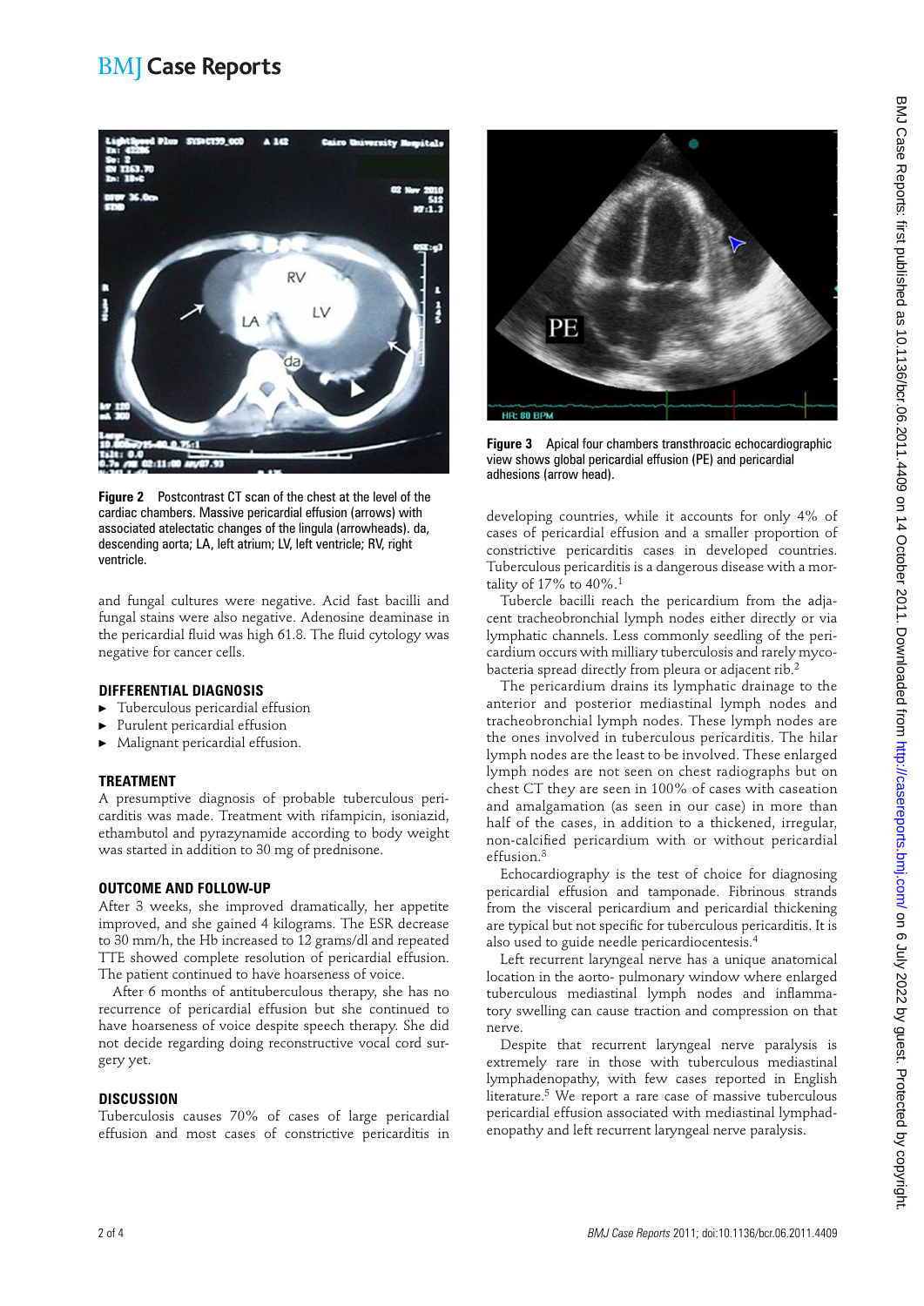Figure 2 Postcontrast CT scan of the chest at the level of the cardiac chambers. Massive pericardial effusion (arrows) with associated atelectatic changes of the lingula (arrowheads). da, descending aorta; LA, left atrium; LV, left ventricle; RV, right ventricle.

and fungal cultures were negative. Acid fast bacilli and fungal stains were also negative. Adenosine deaminase in the pericardial fluid was high 61.8. The fluid cytology was negative for cancer cells.

## DIFFERENTIAL DIAGNOSIS

- Tuberculous pericardial effusion
- Purulent pericardial effusion
- Malignant pericardial effusion.

## TREATMENT

A presumptive diagnosis of probable tuberculous pericarditis was made. Treatment with rifampicin, isoniazid, ethambutol and pyrazynamide according to body weight was started in addition to 30 mg of prednisone.

## OUTCOME AND FOLLOW-UP

After 3 weeks, she improved dramatically, her appetite improved, and she gained 4 kilograms. The ESR decrease to 30 mm/h, the Hb increased to 12 grams/dl and repeated TTE showed complete resolution of pericardial effusion. The patient continued to have hoarseness of voice.

After 6 months of antituberculous therapy, she has no recurrence of pericardial effusion but she continued to have hoarseness of voice despite speech therapy. She did not decide regarding doing reconstructive vocal cord surgery yet.

## DISCUSSION

Tuberculosis causes 70% of cases of large pericardial effusion and most cases of constrictive pericarditis in developing countries, while it accounts for only 4% of cases of pericardial effusion and a smaller proportion of constrictive pericarditis cases in developed countries. Tuberculous pericarditis is a dangerous disease with a mortality of 17% to 40%.[1]

Figure 3 Apical four chambers transthoracic echocardiographic view shows global pericardial effusion (PE) and pericardial adhesions (arrow head).

Tubercle bacilli reach the pericardium from the adjacent tracheobronchial lymph nodes either directly or via lymphatic channels. Less commonly seedling of the pericardium occurs with milliary tuberculosis and rarely mycobacteria spread directly from pleura or adjacent rib.[2]

The pericardium drains its lymphatic drainage to the anterior and posterior mediastinal lymph nodes and tracheobronchial lymph nodes. These lymph nodes are the ones involved in tuberculous pericarditis. The hilar lymph nodes are the least to be involved. These enlarged lymph nodes are not seen on chest radiographs but on chest CT they are seen in 100% of cases with caseation and amalgamation (as seen in our case) in more than half of the cases, in addition to a thickened, irregular, non-calcified pericardium with or without pericardial effusion.[3]

Echocardiography is the test of choice for diagnosing pericardial effusion and tamponade. Fibrinous strands from the visceral pericardium and pericardial thickening are typical but not specific for tuberculous pericarditis. It is also used to guide needle pericardiocentesis.[4]

Left recurrent laryngeal nerve has a unique anatomical location in the aorto- pulmonary window where enlarged tuberculous mediastinal lymph nodes and inflammatory swelling can cause traction and compression on that nerve.

Despite that recurrent laryngeal nerve paralysis is extremely rare in those with tuberculous mediastinal lymphadenopathy, with few cases reported in English literature.[5] We report a rare case of massive tuberculous pericardial effusion associated with mediastinal lymphadenopathy and left recurrent laryngeal nerve paralysis.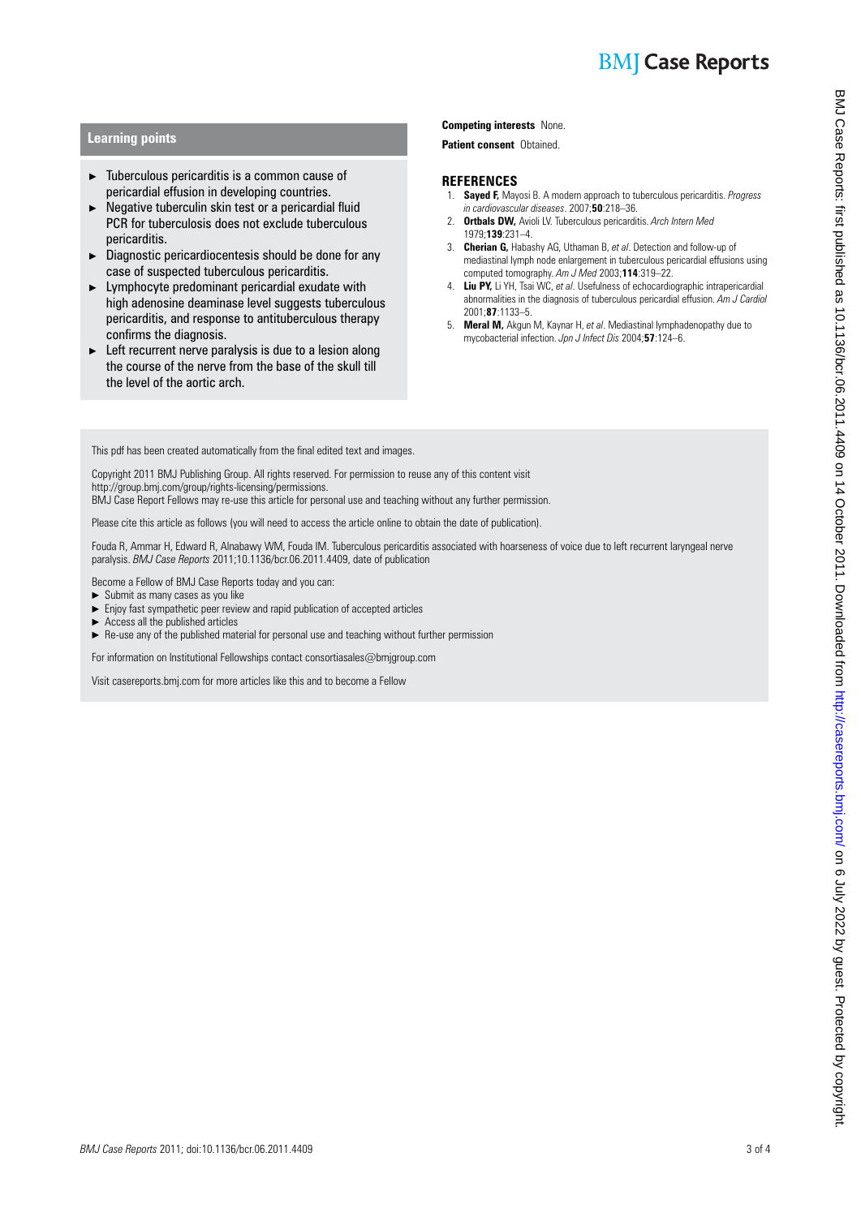## Learning points

- Tuberculous pericarditis is a common cause of pericardial effusion in developing countries.
- Negative tuberculin skin test or a pericardial fluid PCR for tuberculosis does not exclude tuberculous pericarditis.
- Diagnostic pericardiocentesis should be done for any case of suspected tuberculous pericarditis.
- Lymphocyte predominant pericardial exudate with high adenosine deaminase level suggests tuberculous pericarditis, and response to antituberculous therapy confirms the diagnosis.
- Left recurrent nerve paralysis is due to a lesion along the course of the nerve from the base of the skull till the level of the aortic arch.

**Competing interests** None.

**Patient consent** Obtained.

## REFERENCES

1. **Sayed F,** Mayosi B. A modern approach to tuberculous pericarditis. *Progress in cardiovascular diseases*. 2007;**50**:218–36.
2. **Ortbals DW,** Avioli LV. Tuberculous pericarditis. *Arch Intern Med* 1979;**139**:231–4.
3. **Cherian G,** Habashy AG, Uthaman B, *et al*. Detection and follow-up of mediastinal lymph node enlargement in tuberculous pericardial effusions using computed tomography. *Am J Med* 2003;**114**:319–22.
4. **Liu PY,** Li YH, Tsai WC, *et al*. Usefulness of echocardiographic intrapericardial abnormalities in the diagnosis of tuberculous pericardial effusion. *Am J Cardiol* 2001;**87**:1133–5.
5. **Meral M,** Akgun M, Kaynar H, *et al*. Mediastinal lymphadenopathy due to mycobacterial infection. *Jpn J Infect Dis* 2004;**57**:124–6.

This pdf has been created automatically from the final edited text and images.

Copyright 2011 BMJ Publishing Group. All rights reserved. For permission to reuse any of this content visit http://group.bmj.com/group/rights-licensing/permissions.
BMJ Case Report Fellows may re-use this article for personal use and teaching without any further permission.

Please cite this article as follows (you will need to access the article online to obtain the date of publication).

Fouda R, Ammar H, Edward R, Alnabawy WM, Fouda IM. Tuberculous pericarditis associated with hoarseness of voice due to left recurrent laryngeal nerve paralysis. *BMJ Case Reports* 2011;10.1136/bcr.06.2011.4409, date of publication

Become a Fellow of BMJ Case Reports today and you can:
- Submit as many cases as you like
- Enjoy fast sympathetic peer review and rapid publication of accepted articles
- Access all the published articles
- Re-use any of the published material for personal use and teaching without further permission

For information on Institutional Fellowships contact consortiasales@bmjgroup.com

Visit casereports.bmj.com for more articles like this and to become a Fellow